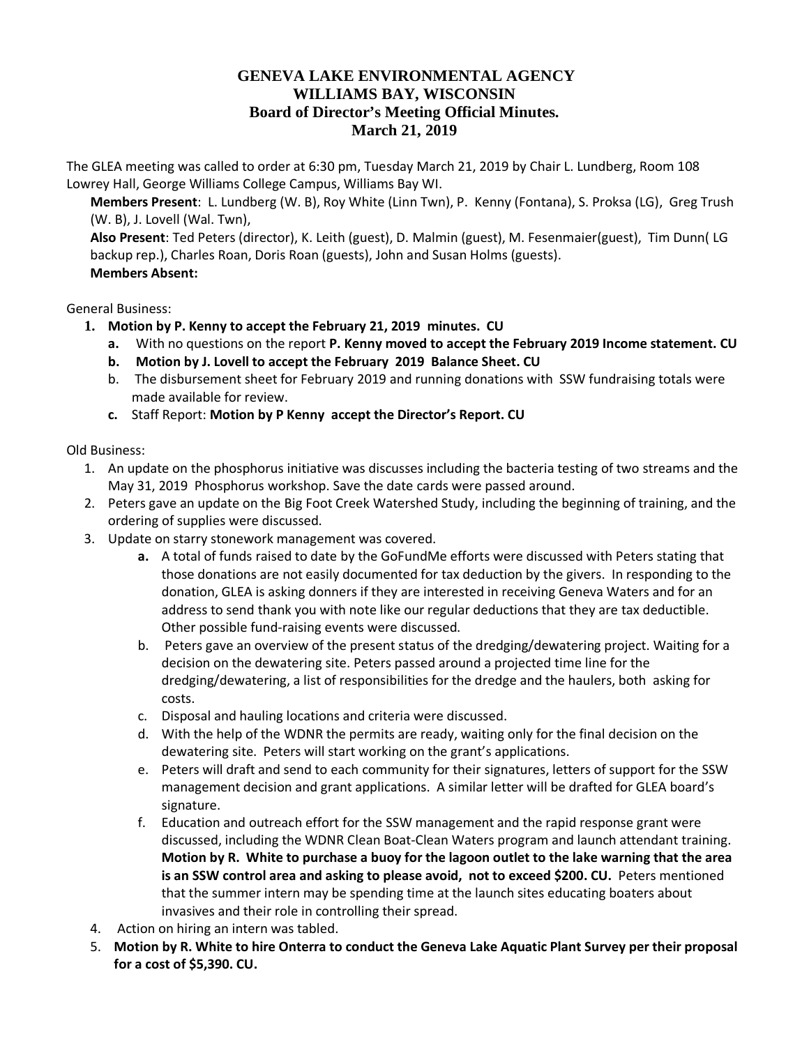# GENEVA LAKE ENVIRONMENTAL AGENCY
# WILLIAMS BAY, WISCONSIN
## Board of Director's Meeting Official Minutes.
## March 21, 2019

The GLEA meeting was called to order at 6:30 pm, Tuesday March 21, 2019 by Chair L. Lundberg, Room 108 Lowrey Hall, George Williams College Campus, Williams Bay WI.

**Members Present**: L. Lundberg (W. B), Roy White (Linn Twn), P. Kenny (Fontana), S. Proksa (LG), Greg Trush (W. B), J. Lovell (Wal. Twn),

**Also Present**: Ted Peters (director), K. Leith (guest), D. Malmin (guest), M. Fesenmaier(guest), Tim Dunn( LG backup rep.), Charles Roan, Doris Roan (guests), John and Susan Holms (guests).

**Members Absent:**

General Business:

1. **Motion by P. Kenny to accept the February 21, 2019 minutes. CU**
   a. With no questions on the report **P. Kenny moved to accept the February 2019 Income statement. CU**
   b. **Motion by J. Lovell to accept the February 2019 Balance Sheet. CU**
   b. The disbursement sheet for February 2019 and running donations with SSW fundraising totals were made available for review.
   c. Staff Report: **Motion by P Kenny accept the Director's Report. CU**

Old Business:

1. An update on the phosphorus initiative was discusses including the bacteria testing of two streams and the May 31, 2019 Phosphorus workshop. Save the date cards were passed around.
2. Peters gave an update on the Big Foot Creek Watershed Study, including the beginning of training, and the ordering of supplies were discussed.
3. Update on starry stonework management was covered.
   a. A total of funds raised to date by the GoFundMe efforts were discussed with Peters stating that those donations are not easily documented for tax deduction by the givers. In responding to the donation, GLEA is asking donners if they are interested in receiving Geneva Waters and for an address to send thank you with note like our regular deductions that they are tax deductible. Other possible fund-raising events were discussed.
   b. Peters gave an overview of the present status of the dredging/dewatering project. Waiting for a decision on the dewatering site. Peters passed around a projected time line for the dredging/dewatering, a list of responsibilities for the dredge and the haulers, both asking for costs.
   c. Disposal and hauling locations and criteria were discussed.
   d. With the help of the WDNR the permits are ready, waiting only for the final decision on the dewatering site. Peters will start working on the grant's applications.
   e. Peters will draft and send to each community for their signatures, letters of support for the SSW management decision and grant applications. A similar letter will be drafted for GLEA board's signature.
   f. Education and outreach effort for the SSW management and the rapid response grant were discussed, including the WDNR Clean Boat-Clean Waters program and launch attendant training. **Motion by R. White to purchase a buoy for the lagoon outlet to the lake warning that the area is an SSW control area and asking to please avoid, not to exceed $200. CU.** Peters mentioned that the summer intern may be spending time at the launch sites educating boaters about invasives and their role in controlling their spread.
4. Action on hiring an intern was tabled.
5. **Motion by R. White to hire Onterra to conduct the Geneva Lake Aquatic Plant Survey per their proposal for a cost of $5,390. CU.**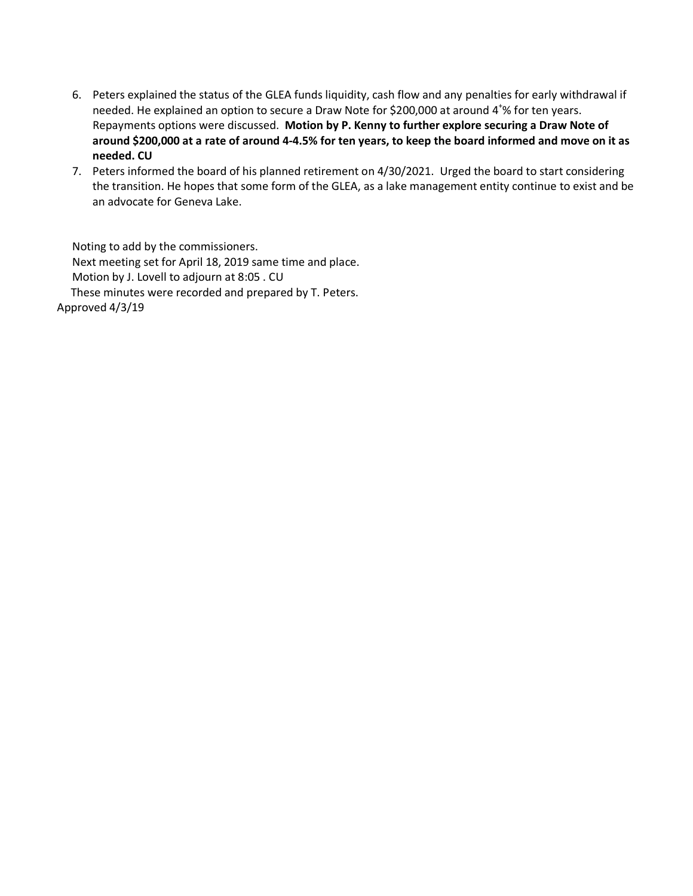6. Peters explained the status of the GLEA funds liquidity, cash flow and any penalties for early withdrawal if needed. He explained an option to secure a Draw Note for $200,000 at around $4^{+}$% for ten years. Repayments options were discussed. **Motion by P. Kenny to further explore securing a Draw Note of around $200,000 at a rate of around 4-4.5% for ten years, to keep the board informed and move on it as needed. CU**
7. Peters informed the board of his planned retirement on 4/30/2021. Urged the board to start considering the transition. He hopes that some form of the GLEA, as a lake management entity continue to exist and be an advocate for Geneva Lake.

Noting to add by the commissioners.
Next meeting set for April 18, 2019 same time and place.
Motion by J. Lovell to adjourn at 8:05 . CU
These minutes were recorded and prepared by T. Peters.
Approved 4/3/19